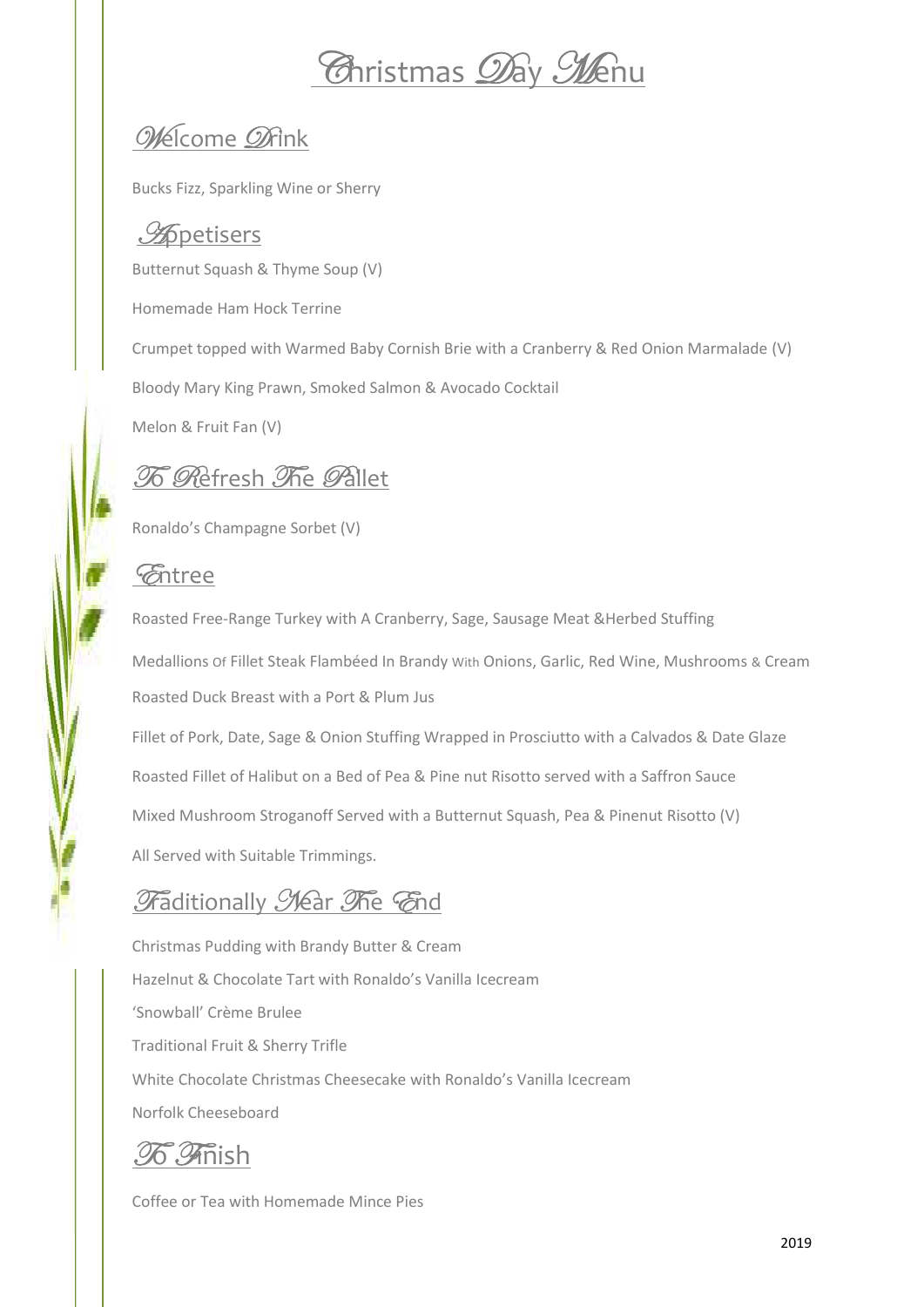# Christmas Day Menu

## Welcome Drink

Bucks Fizz, Sparkling Wine or Sherry

## Appetisers

Butternut Squash & Thyme Soup (V)

Homemade Ham Hock Terrine

Crumpet topped with Warmed Baby Cornish Brie with a Cranberry & Red Onion Marmalade (V)

Bloody Mary King Prawn, Smoked Salmon & Avocado Cocktail

Melon & Fruit Fan (V)

## To Refresh The Pallet

Ronaldo's Champagne Sorbet (V)

## Entree

Roasted Free-Range Turkey with A Cranberry, Sage, Sausage Meat &Herbed Stuffing

Medallions Of Fillet Steak Flambéed In Brandy With Onions, Garlic, Red Wine, Mushrooms & Cream

Roasted Duck Breast with a Port & Plum Jus

Fillet of Pork, Date, Sage & Onion Stuffing Wrapped in Prosciutto with a Calvados & Date Glaze

Roasted Fillet of Halibut on a Bed of Pea & Pine nut Risotto served with a Saffron Sauce

Mixed Mushroom Stroganoff Served with a Butternut Squash, Pea & Pinenut Risotto (V)

All Served with Suitable Trimmings.

## Traditionally Near The End

Christmas Pudding with Brandy Butter & Cream

Hazelnut & Chocolate Tart with Ronaldo's Vanilla Icecream

'Snowball' Crème Brulee

Traditional Fruit & Sherry Trifle

White Chocolate Christmas Cheesecake with Ronaldo's Vanilla Icecream

Norfolk Cheeseboard

## To Finish

Coffee or Tea with Homemade Mince Pies

2019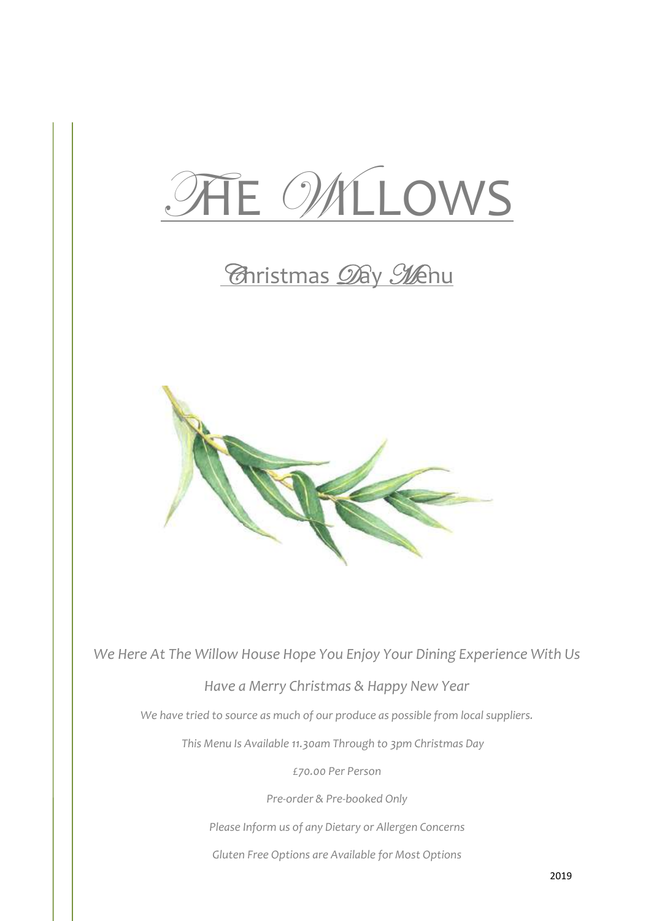# The Willows

## Christmas Day Menu

*We Here At The Willow House Hope You Enjoy Your Dining Experience With Us*

*Have a Merry Christmas & Happy New Year*

*We have tried to source as much of our produce as possible from local suppliers.*

*This Menu Is Available 11.30am Through to 3pm Christmas Day*

*£70.00 Per Person*

*Pre-order & Pre-booked Only*

*Please Inform us of any Dietary or Allergen Concerns*

*Gluten Free Options are Available for Most Options*

2019